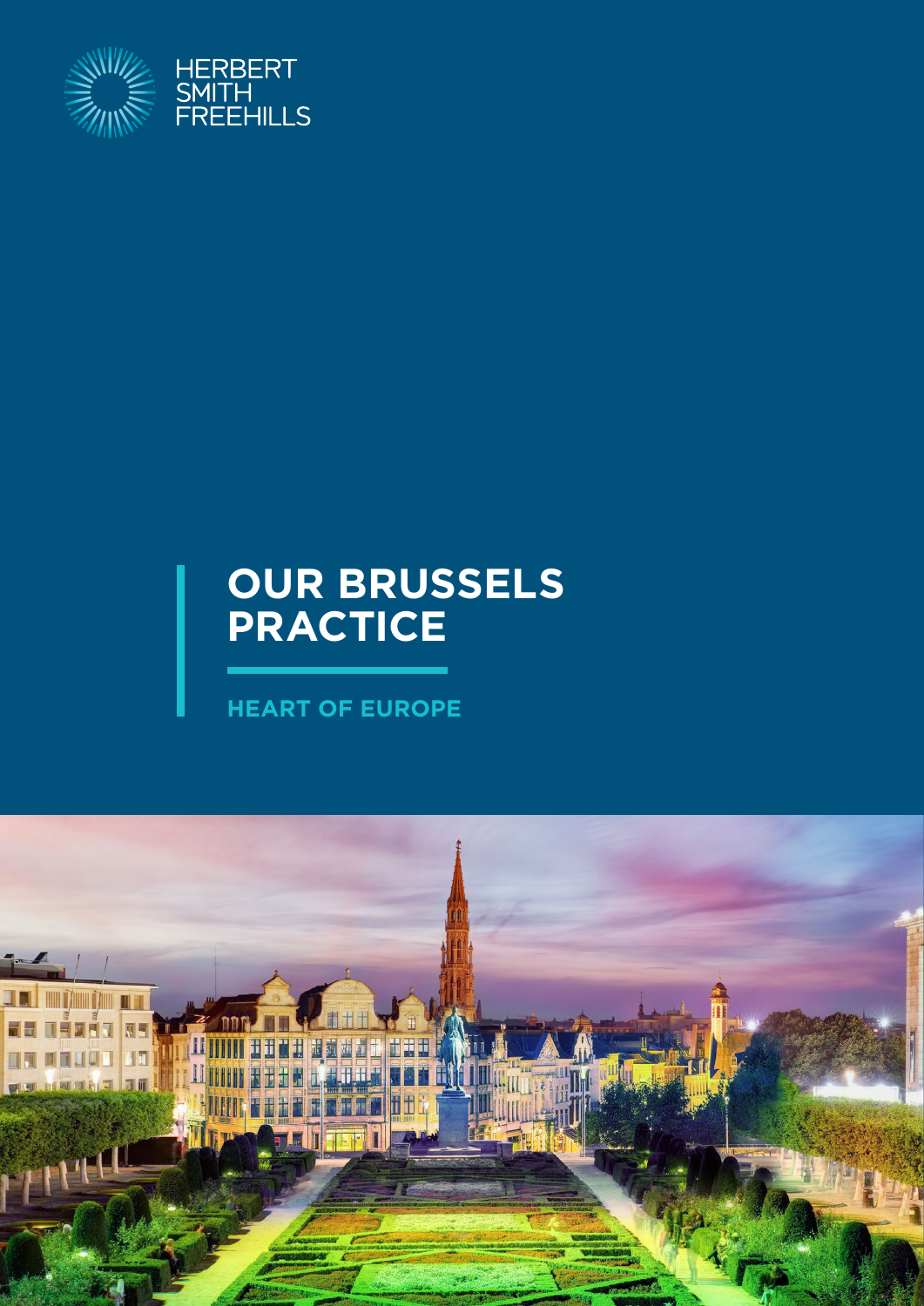HERBERT SMITH FREEHILLS

# OUR BRUSSELS PRACTICE

## HEART OF EUROPE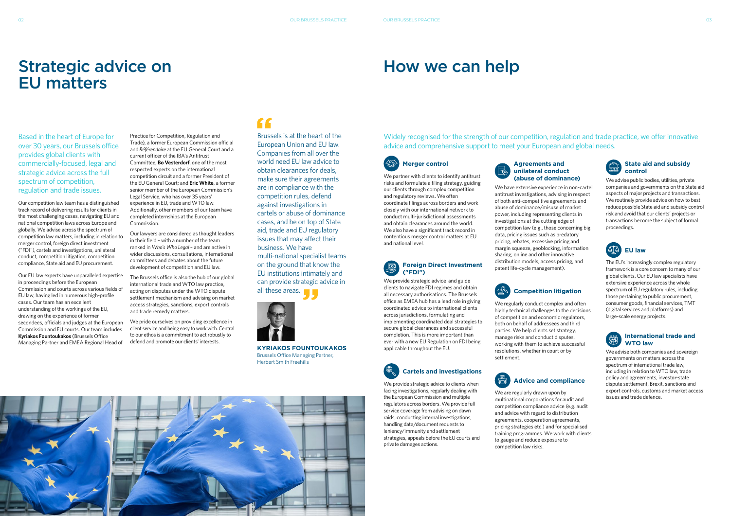# Strategic advice on EU matters

Based in the heart of Europe for over 30 years, our Brussels office provides global clients with commercially-focused, legal and strategic advice across the full spectrum of competition, regulation and trade issues.

Our competition law team has a distinguished track record of delivering results for clients in the most challenging cases, navigating EU and national competition laws across Europe and globally. We advise across the spectrum of competition law matters, including in relation to merger control, foreign direct investment ("FDI"), cartels and investigations, unilateral conduct, competition litigation, competition compliance, State aid and EU procurement.

Our EU law experts have unparalleled expertise in proceedings before the European Commission and courts across various fields of EU law, having led in numerous high-profile cases. Our team has an excellent understanding of the workings of the EU, drawing on the experience of former secondees, officials and judges at the European Commission and EU courts. Our team includes **Kyriakos Fountoukakos** (Brussels Office Managing Partner and EMEA Regional Head of Practice for Competition, Regulation and Trade), a former European Commission official and *Référendaire* at the EU General Court and a current officer of the IBA's Antitrust Committee; **Bo Vesterdorf**, one of the most respected experts on the international competition circuit and a former President of the EU General Court; and **Eric White**, a former senior member of the European Commission's Legal Service, who has over 35 years' experience in EU, trade and WTO law. Additionally, other members of our team have completed internships at the European Commission.

Our lawyers are considered as thought leaders in their field – with a number of the team ranked in *Who's Who Legal* – and are active in wider discussions, consultations, international committees and debates about the future development of competition and EU law.

The Brussels office is also the hub of our global international trade and WTO law practice, acting on disputes under the WTO dispute settlement mechanism and advising on market access strategies, sanctions, export controls and trade remedy matters.

We pride ourselves on providing excellence in client service and being easy to work with. Central to our ethos is a commitment to act robustly to defend and promote our clients' interests.

> "Brussels is at the heart of the European Union and EU law. Companies from all over the world need EU law advice to obtain clearances for deals, make sure their agreements are in compliance with the competition rules, defend against investigations in cartels or abuse of dominance cases, and be on top of State aid, trade and EU regulatory issues that may affect their business. We have multi-national specialist teams on the ground that know the EU institutions intimately and can provide strategic advice in all these areas."

**KYRIAKOS FOUNTOUKAKOS**
Brussels Office Managing Partner, Herbert Smith Freehills

# How we can help

Widely recognised for the strength of our competition, regulation and trade practice, we offer innovative advice and comprehensive support to meet your European and global needs.

### Merger control

We partner with clients to identify antitrust risks and formulate a filing strategy, guiding our clients through complex competition and regulatory reviews. We often coordinate filings across borders and work closely with our international network to conduct multi-jurisdictional assessments and obtain clearances around the world. We also have a significant track record in contentious merger control matters at EU and national level.

### Foreign Direct Investment ("FDI")

We provide strategic advice and guide clients to navigate FDI regimes and obtain all necessary authorisations. The Brussels office as EMEA hub has a lead role in giving coordinated advice to international clients across jurisdictions, formulating and implementing coordinated deal strategies to secure global clearances and successful completion. This is more important than ever with a new EU Regulation on FDI being applicable throughout the EU.

### Cartels and investigations

We provide strategic advice to clients when facing investigations, regularly dealing with the European Commission and multiple regulators across borders. We provide full service coverage from advising on dawn raids, conducting internal investigations, handling data/document requests to leniency/immunity and settlement strategies, appeals before the EU courts and private damages actions.

### Agreements and unilateral conduct (abuse of dominance)

We have extensive experience in non-cartel antitrust investigations, advising in respect of both anti-competitive agreements and abuse of dominance/misuse of market power, including representing clients in investigations at the cutting edge of competition law (e.g., those concerning big data, pricing issues such as predatory pricing, rebates, excessive pricing and margin squeeze, geoblocking, information sharing, online and other innovative distribution models, access pricing, and patent life-cycle management).

### Competition litigation

We regularly conduct complex and often highly technical challenges to the decisions of competition and economic regulators, both on behalf of addressees and third parties. We help clients set strategy, manage risks and conduct disputes, working with them to achieve successful resolutions, whether in court or by settlement.

### Advice and compliance

We are regularly drawn upon by multinational corporations for audit and competition compliance advice (e.g. audit and advice with regard to distribution agreements, cooperation agreements, pricing strategies etc.) and for specialised training programmes. We work with clients to gauge and reduce exposure to competition law risks.

### State aid and subsidy control

We advise public bodies, utilities, private companies and governments on the State aid aspects of major projects and transactions. We routinely provide advice on how to best reduce possible State aid and subsidy control risk and avoid that our clients' projects or transactions become the subject of formal proceedings.

### EU law

The EU's increasingly complex regulatory framework is a core concern to many of our global clients. Our EU law specialists have extensive experience across the whole spectrum of EU regulatory rules, including those pertaining to public procurement, consumer goods, financial services, TMT (digital services and platforms) and large-scale energy projects.

### International trade and WTO law

We advise both companies and sovereign governments on matters across the spectrum of international trade law, including in relation to WTO law, trade policy and agreements, investor-state dispute settlement, Brexit, sanctions and export controls, customs and market access issues and trade defence.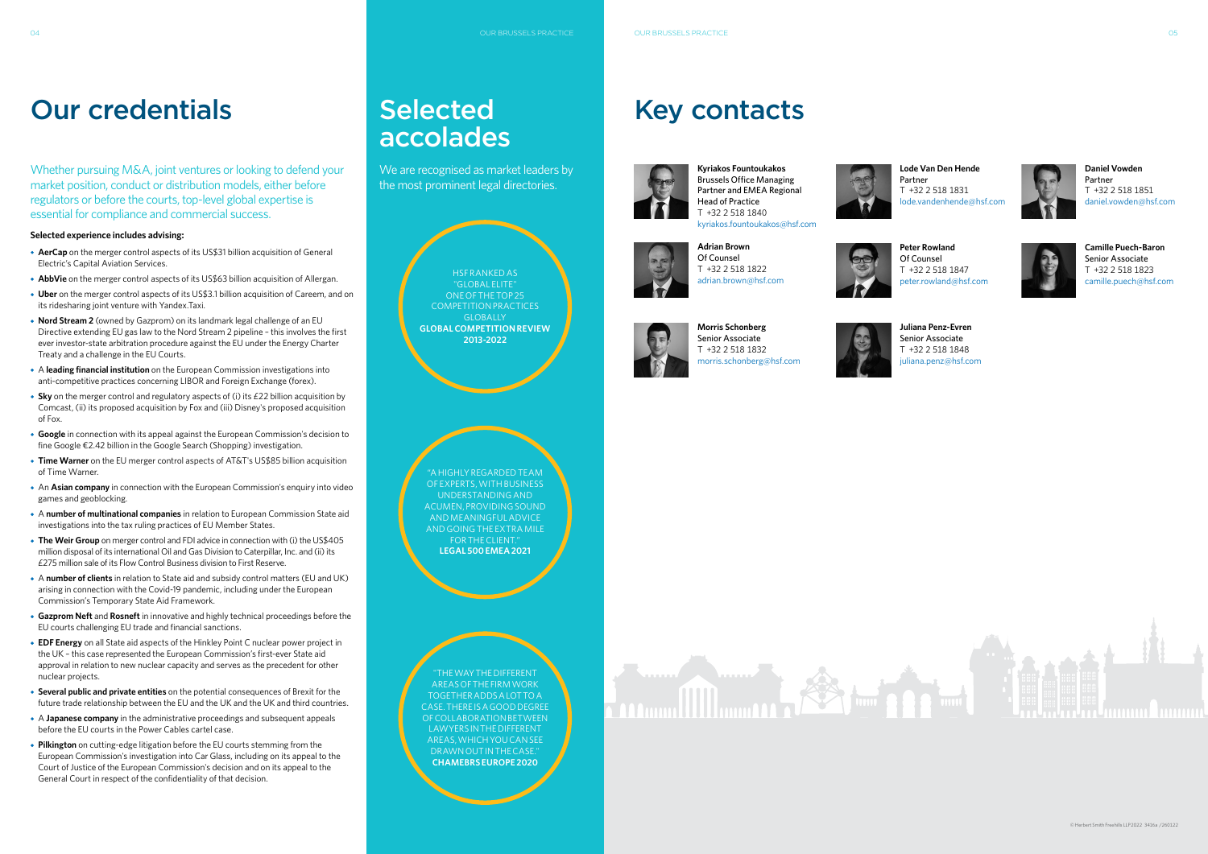# Our credentials

Whether pursuing M&A, joint ventures or looking to defend your market position, conduct or distribution models, either before regulators or before the courts, top-level global expertise is essential for compliance and commercial success.

**Selected experience includes advising:**

- **AerCap** on the merger control aspects of its US$31 billion acquisition of General Electric's Capital Aviation Services.
- **AbbVie** on the merger control aspects of its US$63 billion acquisition of Allergan.
- **Uber** on the merger control aspects of its US$3.1 billion acquisition of Careem, and on its ridesharing joint venture with Yandex.Taxi.
- **Nord Stream 2** (owned by Gazprom) on its landmark legal challenge of an EU Directive extending EU gas law to the Nord Stream 2 pipeline – this involves the first ever investor-state arbitration procedure against the EU under the Energy Charter Treaty and a challenge in the EU Courts.
- A **leading financial institution** on the European Commission investigations into anti-competitive practices concerning LIBOR and Foreign Exchange (forex).
- **Sky** on the merger control and regulatory aspects of (i) its £22 billion acquisition by Comcast, (ii) its proposed acquisition by Fox and (iii) Disney's proposed acquisition of Fox.
- **Google** in connection with its appeal against the European Commission's decision to fine Google €2.42 billion in the Google Search (Shopping) investigation.
- **Time Warner** on the EU merger control aspects of AT&T's US$85 billion acquisition of Time Warner.
- An **Asian company** in connection with the European Commission's enquiry into video games and geoblocking.
- A **number of multinational companies** in relation to European Commission State aid investigations into the tax ruling practices of EU Member States.
- **The Weir Group** on merger control and FDI advice in connection with (i) the US$405 million disposal of its international Oil and Gas Division to Caterpillar, Inc. and (ii) its £275 million sale of its Flow Control Business division to First Reserve.
- A **number of clients** in relation to State aid and subsidy control matters (EU and UK) arising in connection with the Covid-19 pandemic, including under the European Commission's Temporary State Aid Framework.
- **Gazprom Neft** and **Rosneft** in innovative and highly technical proceedings before the EU courts challenging EU trade and financial sanctions.
- **EDF Energy** on all State aid aspects of the Hinkley Point C nuclear power project in the UK – this case represented the European Commission's first-ever State aid approval in relation to new nuclear capacity and serves as the precedent for other nuclear projects.
- **Several public and private entities** on the potential consequences of Brexit for the future trade relationship between the EU and the UK and the UK and third countries.
- A **Japanese company** in the administrative proceedings and subsequent appeals before the EU courts in the Power Cables cartel case.
- **Pilkington** on cutting-edge litigation before the EU courts stemming from the European Commission's investigation into Car Glass, including on its appeal to the Court of Justice of the European Commission's decision and on its appeal to the General Court in respect of the confidentiality of that decision.

# Selected accolades

We are recognised as market leaders by the most prominent legal directories.

HSF RANKED AS "GLOBAL ELITE" ONE OF THE TOP 25 COMPETITION PRACTICES GLOBALLY
**GLOBAL COMPETITION REVIEW 2013-2022**

"A HIGHLY REGARDED TEAM OF EXPERTS, WITH BUSINESS UNDERSTANDING AND ACUMEN, PROVIDING SOUND AND MEANINGFUL ADVICE AND GOING THE EXTRA MILE FOR THE CLIENT."
**LEGAL 500 EMEA 2021**

"THE WAY THE DIFFERENT AREAS OF THE FIRM WORK TOGETHER ADDS A LOT TO A CASE. THERE IS A GOOD DEGREE OF COLLABORATION BETWEEN LAWYERS IN THE DIFFERENT AREAS, WHICH YOU CAN SEE DRAWN OUT IN THE CASE."
**CHAMEBRS EUROPE 2020**

# Key contacts

**Kyriakos Fountoukakos**
Brussels Office Managing Partner and EMEA Regional Head of Practice
T +32 2 518 1840
kyriakos.fountoukakos@hsf.com

**Lode Van Den Hende**
Partner
T +32 2 518 1831
lode.vandenhende@hsf.com

**Daniel Vowden**
Partner
T +32 2 518 1851
daniel.vowden@hsf.com

**Adrian Brown**
Of Counsel
T +32 2 518 1822
adrian.brown@hsf.com

**Peter Rowland**
Of Counsel
T +32 2 518 1847
peter.rowland@hsf.com

**Camille Puech-Baron**
Senior Associate
T +32 2 518 1823
camille.puech@hsf.com

**Morris Schonberg**
Senior Associate
T +32 2 518 1832
morris.schonberg@hsf.com

**Juliana Penz-Evren**
Senior Associate
T +32 2 518 1848
juliana.penz@hsf.com

© Herbert Smith Freehills LLP2022 3416a /260122